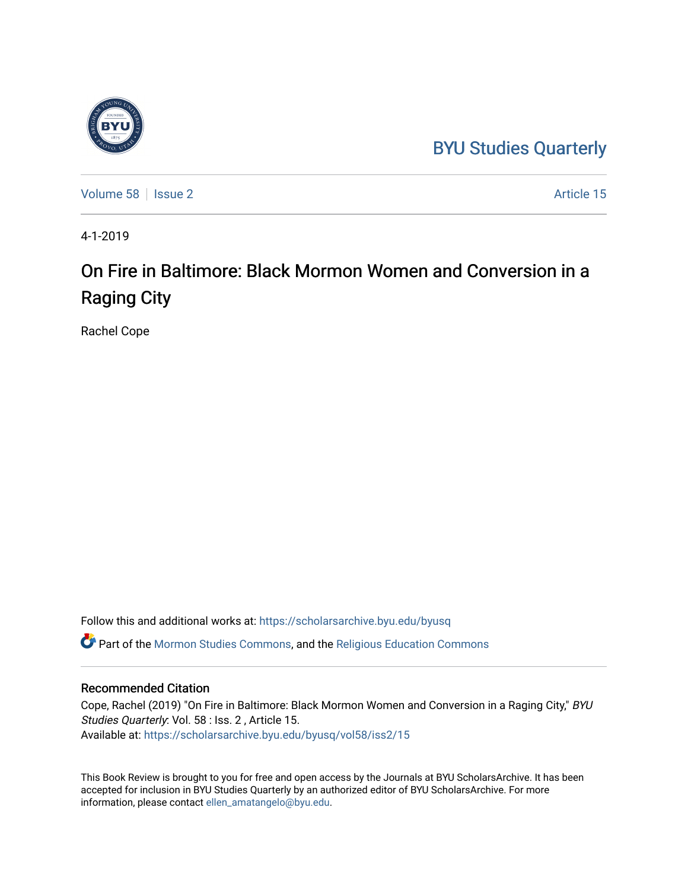BYU Studies Quarterly

Volume 58 | Issue 2 | Article 15

4-1-2019

# On Fire in Baltimore: Black Mormon Women and Conversion in a Raging City

Rachel Cope

Follow this and additional works at: https://scholarsarchive.byu.edu/byusq

Part of the Mormon Studies Commons, and the Religious Education Commons

## Recommended Citation

Cope, Rachel (2019) "On Fire in Baltimore: Black Mormon Women and Conversion in a Raging City," *BYU Studies Quarterly*: Vol. 58 : Iss. 2 , Article 15.
Available at: https://scholarsarchive.byu.edu/byusq/vol58/iss2/15

This Book Review is brought to you for free and open access by the Journals at BYU ScholarsArchive. It has been accepted for inclusion in BYU Studies Quarterly by an authorized editor of BYU ScholarsArchive. For more information, please contact ellen_amatangelo@byu.edu.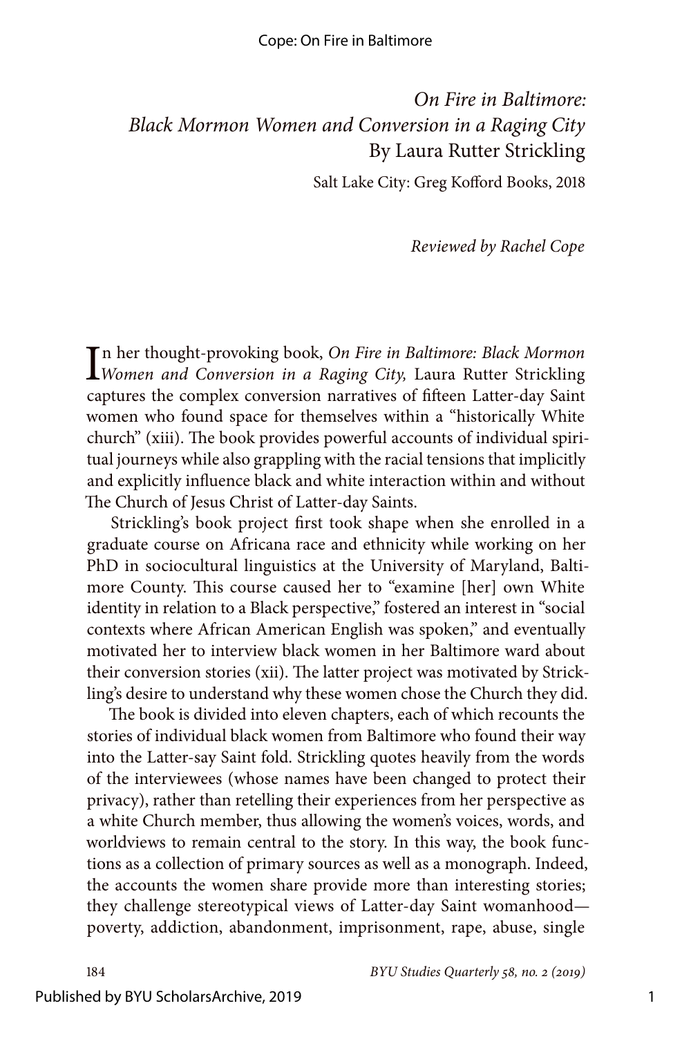*On Fire in Baltimore:*
*Black Mormon Women and Conversion in a Raging City*
By Laura Rutter Strickling

Salt Lake City: Greg Kofford Books, 2018

*Reviewed by Rachel Cope*

In her thought-provoking book, *On Fire in Baltimore: Black Mormon Women and Conversion in a Raging City,* Laura Rutter Strickling captures the complex conversion narratives of fifteen Latter-day Saint women who found space for themselves within a "historically White church" (xiii). The book provides powerful accounts of individual spiritual journeys while also grappling with the racial tensions that implicitly and explicitly influence black and white interaction within and without The Church of Jesus Christ of Latter-day Saints.

Strickling's book project first took shape when she enrolled in a graduate course on Africana race and ethnicity while working on her PhD in sociocultural linguistics at the University of Maryland, Baltimore County. This course caused her to "examine [her] own White identity in relation to a Black perspective," fostered an interest in "social contexts where African American English was spoken," and eventually motivated her to interview black women in her Baltimore ward about their conversion stories (xii). The latter project was motivated by Strickling's desire to understand why these women chose the Church they did.

The book is divided into eleven chapters, each of which recounts the stories of individual black women from Baltimore who found their way into the Latter-say Saint fold. Strickling quotes heavily from the words of the interviewees (whose names have been changed to protect their privacy), rather than retelling their experiences from her perspective as a white Church member, thus allowing the women's voices, words, and worldviews to remain central to the story. In this way, the book functions as a collection of primary sources as well as a monograph. Indeed, the accounts the women share provide more than interesting stories; they challenge stereotypical views of Latter-day Saint womanhood—poverty, addiction, abandonment, imprisonment, rape, abuse, single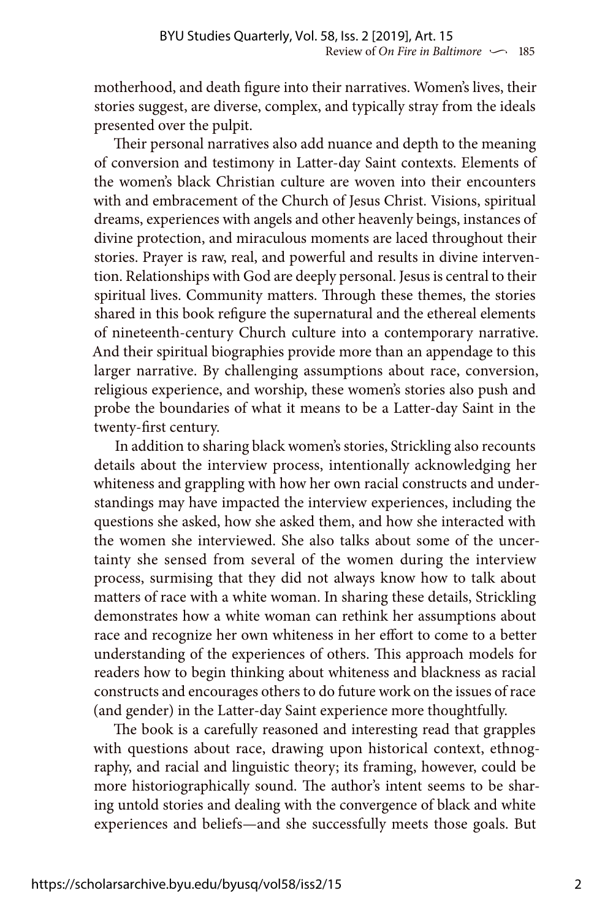motherhood, and death figure into their narratives. Women's lives, their stories suggest, are diverse, complex, and typically stray from the ideals presented over the pulpit.

Their personal narratives also add nuance and depth to the meaning of conversion and testimony in Latter-day Saint contexts. Elements of the women's black Christian culture are woven into their encounters with and embracement of the Church of Jesus Christ. Visions, spiritual dreams, experiences with angels and other heavenly beings, instances of divine protection, and miraculous moments are laced throughout their stories. Prayer is raw, real, and powerful and results in divine intervention. Relationships with God are deeply personal. Jesus is central to their spiritual lives. Community matters. Through these themes, the stories shared in this book refigure the supernatural and the ethereal elements of nineteenth-century Church culture into a contemporary narrative. And their spiritual biographies provide more than an appendage to this larger narrative. By challenging assumptions about race, conversion, religious experience, and worship, these women's stories also push and probe the boundaries of what it means to be a Latter-day Saint in the twenty-first century.

In addition to sharing black women's stories, Strickling also recounts details about the interview process, intentionally acknowledging her whiteness and grappling with how her own racial constructs and understandings may have impacted the interview experiences, including the questions she asked, how she asked them, and how she interacted with the women she interviewed. She also talks about some of the uncertainty she sensed from several of the women during the interview process, surmising that they did not always know how to talk about matters of race with a white woman. In sharing these details, Strickling demonstrates how a white woman can rethink her assumptions about race and recognize her own whiteness in her effort to come to a better understanding of the experiences of others. This approach models for readers how to begin thinking about whiteness and blackness as racial constructs and encourages others to do future work on the issues of race (and gender) in the Latter-day Saint experience more thoughtfully.

The book is a carefully reasoned and interesting read that grapples with questions about race, drawing upon historical context, ethnography, and racial and linguistic theory; its framing, however, could be more historiographically sound. The author's intent seems to be sharing untold stories and dealing with the convergence of black and white experiences and beliefs—and she successfully meets those goals. But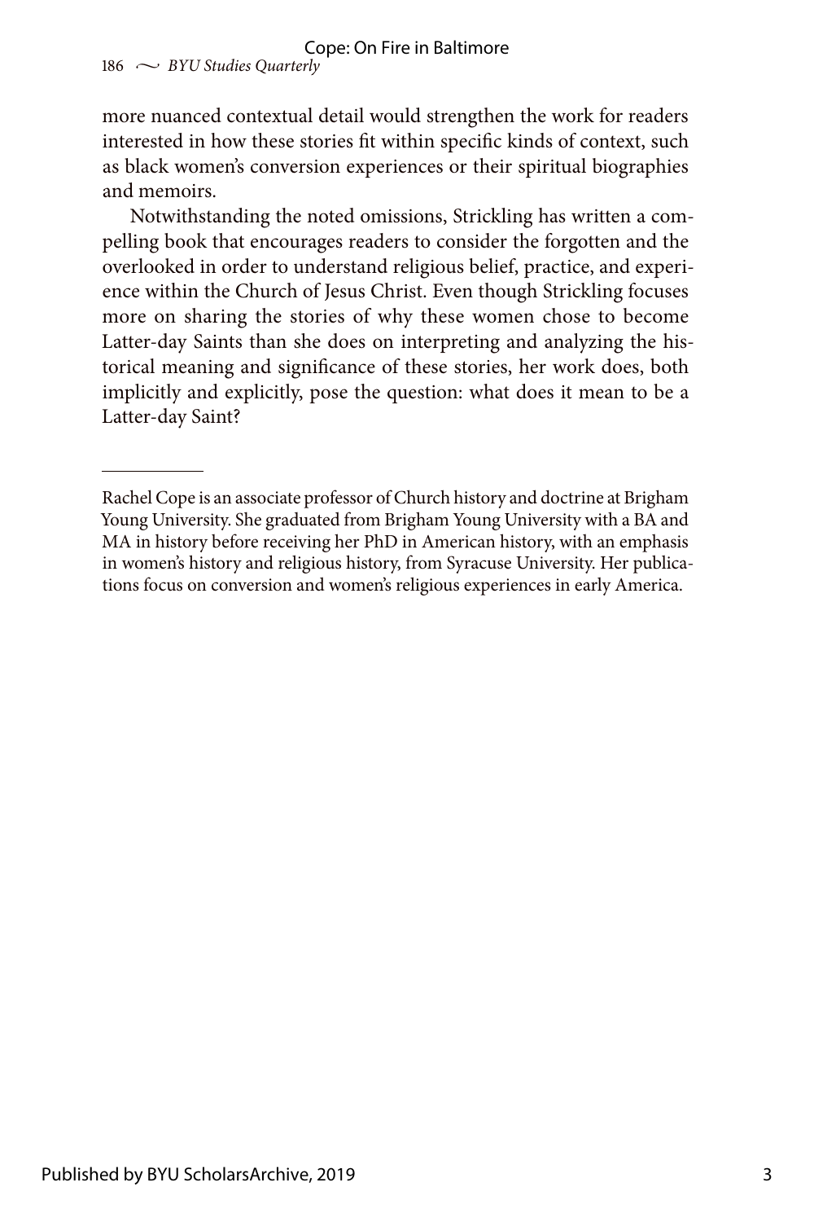more nuanced contextual detail would strengthen the work for readers interested in how these stories fit within specific kinds of context, such as black women's conversion experiences or their spiritual biographies and memoirs.

Notwithstanding the noted omissions, Strickling has written a compelling book that encourages readers to consider the forgotten and the overlooked in order to understand religious belief, practice, and experience within the Church of Jesus Christ. Even though Strickling focuses more on sharing the stories of why these women chose to become Latter-day Saints than she does on interpreting and analyzing the historical meaning and significance of these stories, her work does, both implicitly and explicitly, pose the question: what does it mean to be a Latter-day Saint?

---

Rachel Cope is an associate professor of Church history and doctrine at Brigham Young University. She graduated from Brigham Young University with a BA and MA in history before receiving her PhD in American history, with an emphasis in women's history and religious history, from Syracuse University. Her publications focus on conversion and women's religious experiences in early America.